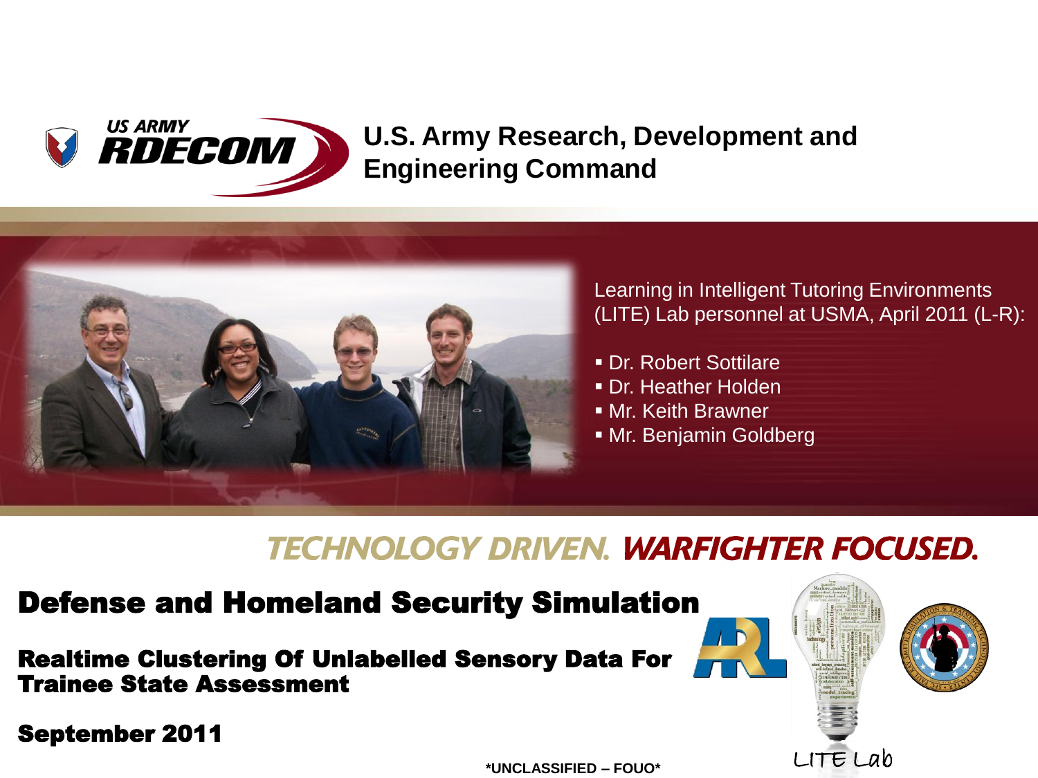US ARMY RDECOM

**U.S. Army Research, Development and Engineering Command**

Learning in Intelligent Tutoring Environments (LITE) Lab personnel at USMA, April 2011 (L-R):

- Dr. Robert Sottilare
- Dr. Heather Holden
- Mr. Keith Brawner
- Mr. Benjamin Goldberg

TECHNOLOGY DRIVEN. WARFIGHTER FOCUSED.

# Defense and Homeland Security Simulation

## Realtime Clustering Of Unlabelled Sensory Data For Trainee State Assessment

### September 2011

LITE Lab

*UNCLASSIFIED – FOUO*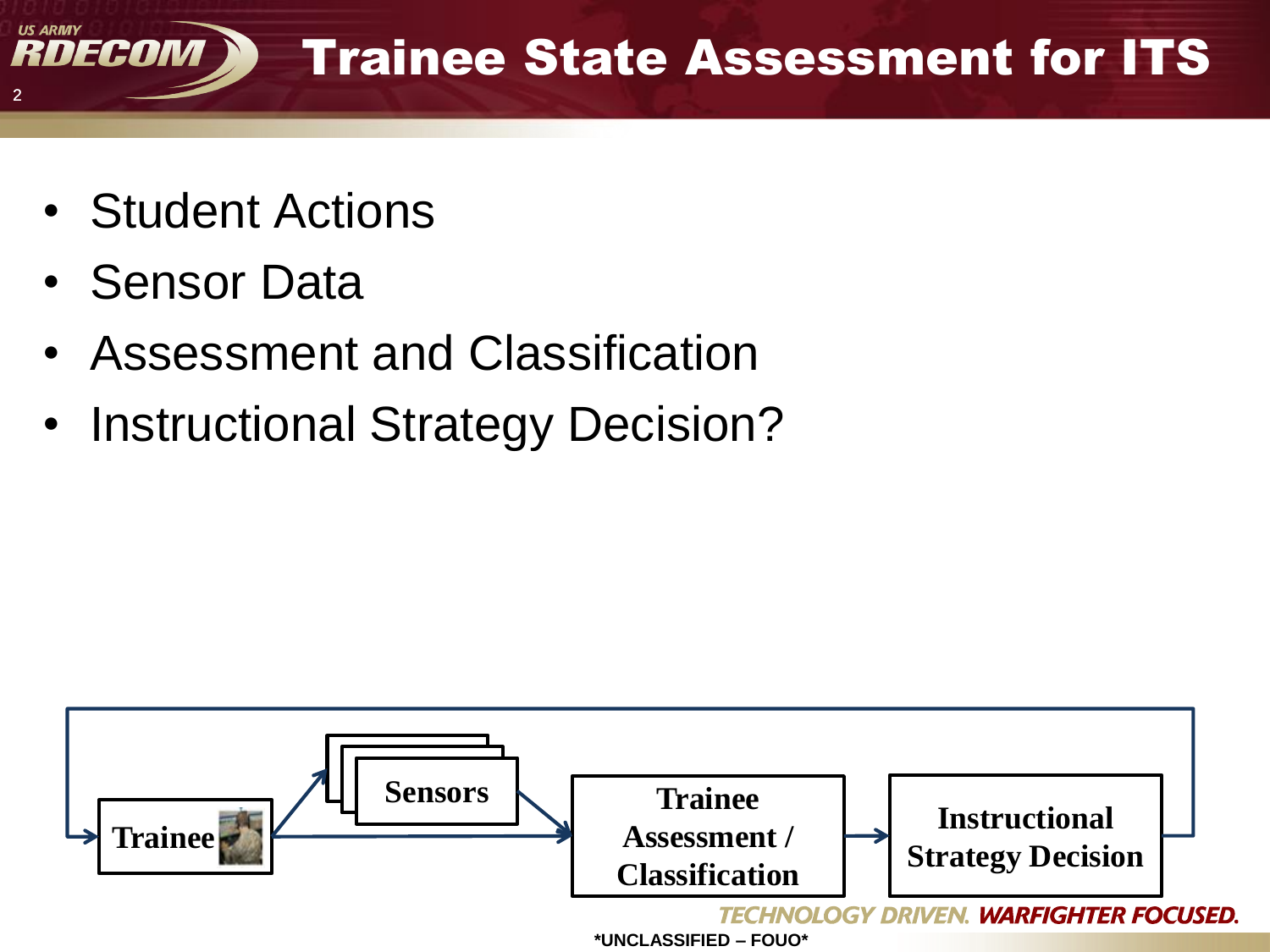# Trainee State Assessment for ITS

- Student Actions
- Sensor Data
- Assessment and Classification
- Instructional Strategy Decision?

Trainee → Sensors → Trainee Assessment / Classification → Instructional Strategy Decision

*UNCLASSIFIED – FOUO*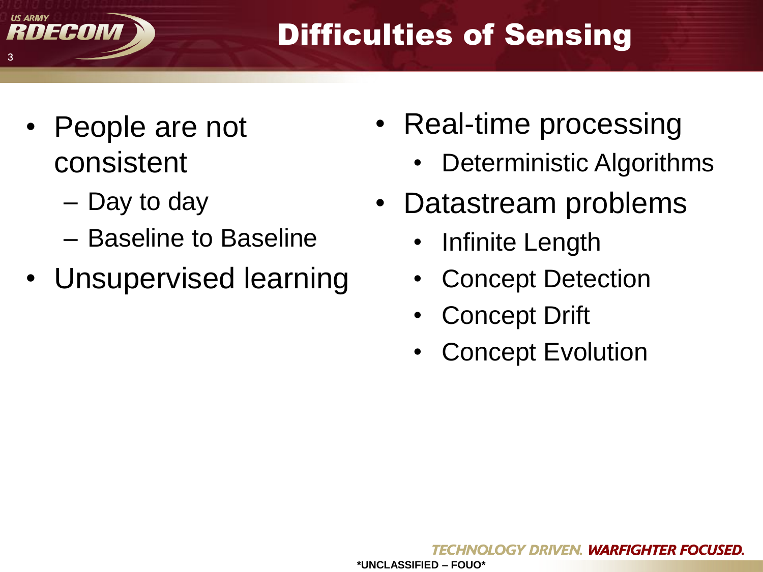# Difficulties of Sensing

- People are not consistent
  - Day to day
  - Baseline to Baseline
- Unsupervised learning
- Real-time processing
  - Deterministic Algorithms
- Datastream problems
  - Infinite Length
  - Concept Detection
  - Concept Drift
  - Concept Evolution

*UNCLASSIFIED – FOUO*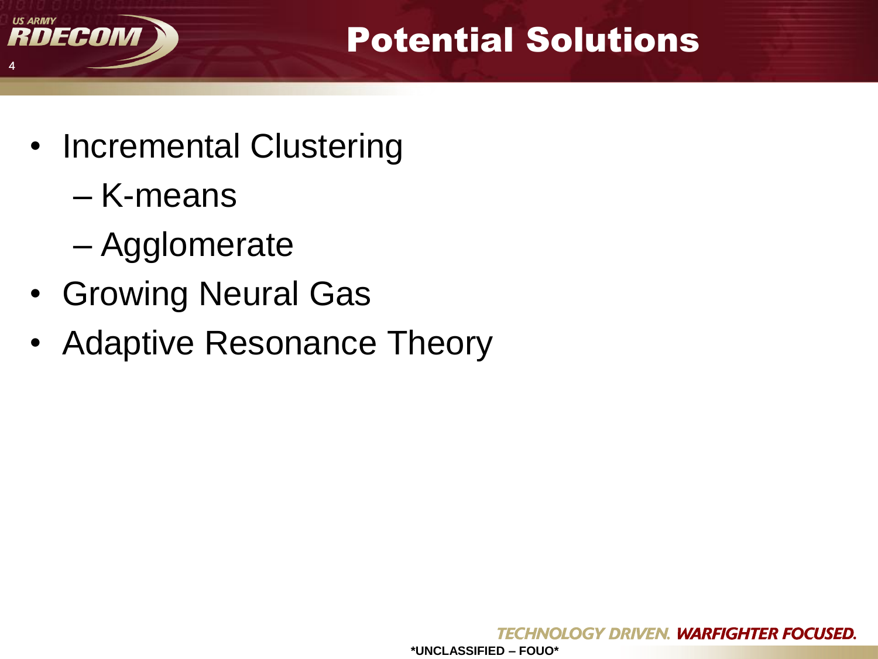# Potential Solutions

- Incremental Clustering
  - K-means
  - Agglomerate
- Growing Neural Gas
- Adaptive Resonance Theory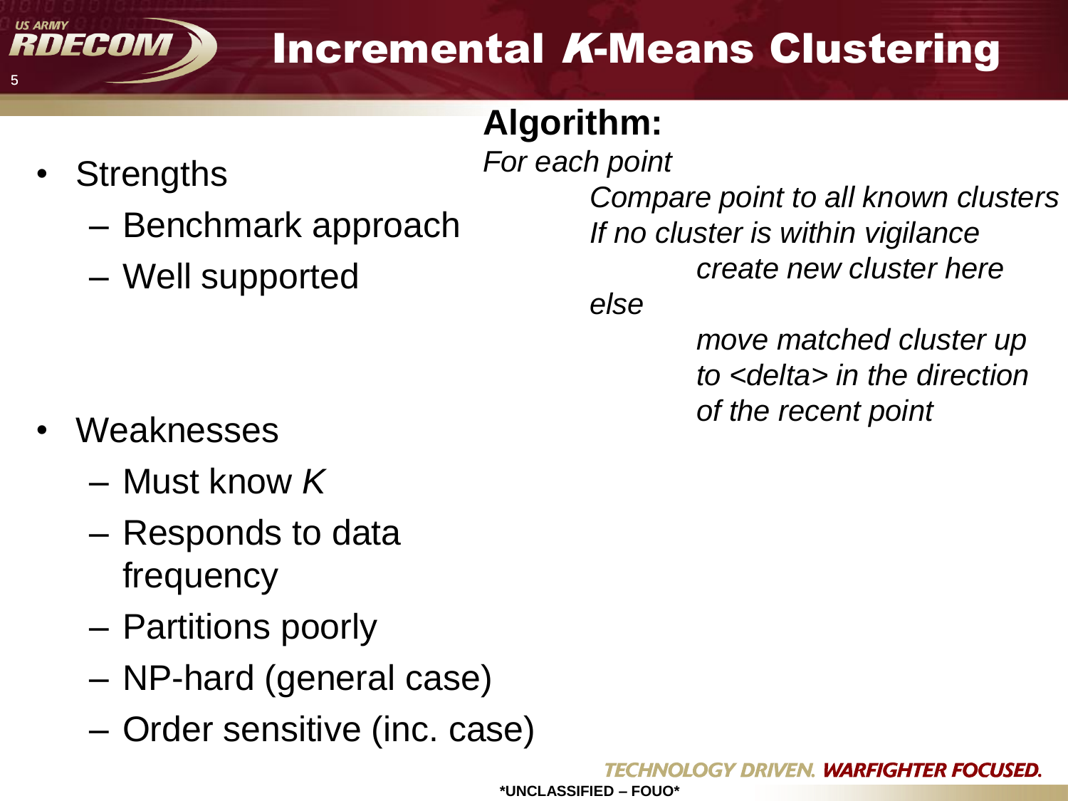# Incremental *K*-Means Clustering

- Strengths
  - Benchmark approach
  - Well supported
- Weaknesses
  - Must know *K*
  - Responds to data frequency
  - Partitions poorly
  - NP-hard (general case)
  - Order sensitive (inc. case)

**Algorithm:**

*For each point*

*Compare point to all known clusters*

*If no cluster is within vigilance*

*create new cluster here*

*else*

*move matched cluster up to <delta> in the direction of the recent point*

*UNCLASSIFIED – FOUO*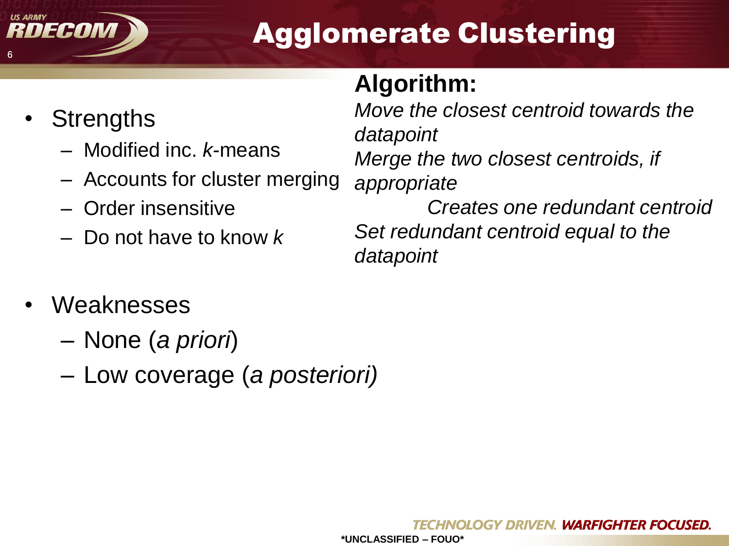# Agglomerate Clustering

- Strengths
  - Modified inc. *k*-means
  - Accounts for cluster merging
  - Order insensitive
  - Do not have to know *k*

**Algorithm:**

*Move the closest centroid towards the datapoint*

*Merge the two closest centroids, if appropriate*

*Creates one redundant centroid*

*Set redundant centroid equal to the datapoint*

- Weaknesses
  - None (*a priori*)
  - Low coverage (*a posteriori)*

TECHNOLOGY DRIVEN. WARFIGHTER FOCUSED.

*UNCLASSIFIED – FOUO*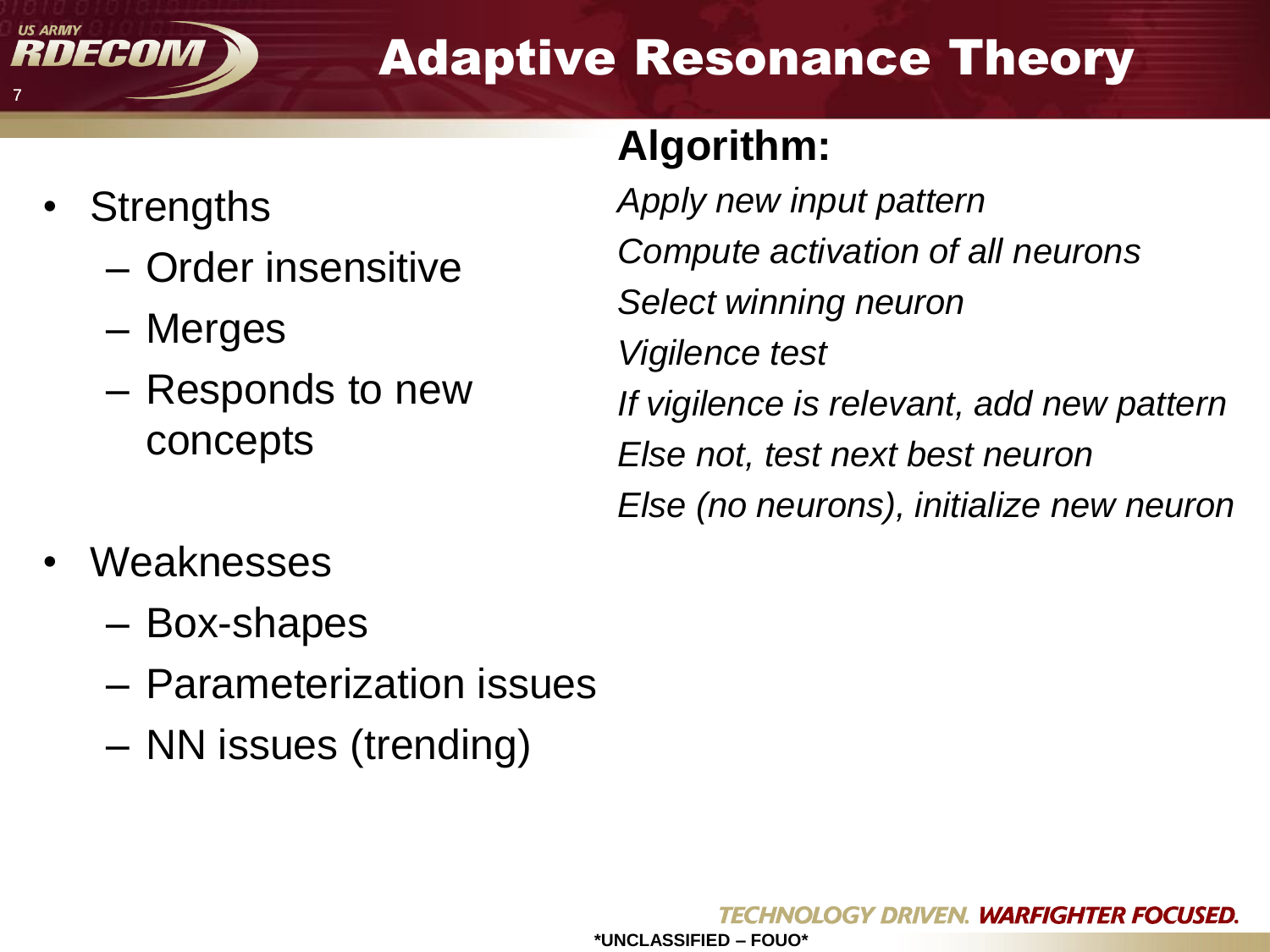# Adaptive Resonance Theory

- Strengths
  - Order insensitive
  - Merges
  - Responds to new concepts
- Weaknesses
  - Box-shapes
  - Parameterization issues
  - NN issues (trending)

**Algorithm:**

*Apply new input pattern*

*Compute activation of all neurons*

*Select winning neuron*

*Vigilence test*

*If vigilence is relevant, add new pattern*

*Else not, test next best neuron*

*Else (no neurons), initialize new neuron*

*UNCLASSIFIED – FOUO*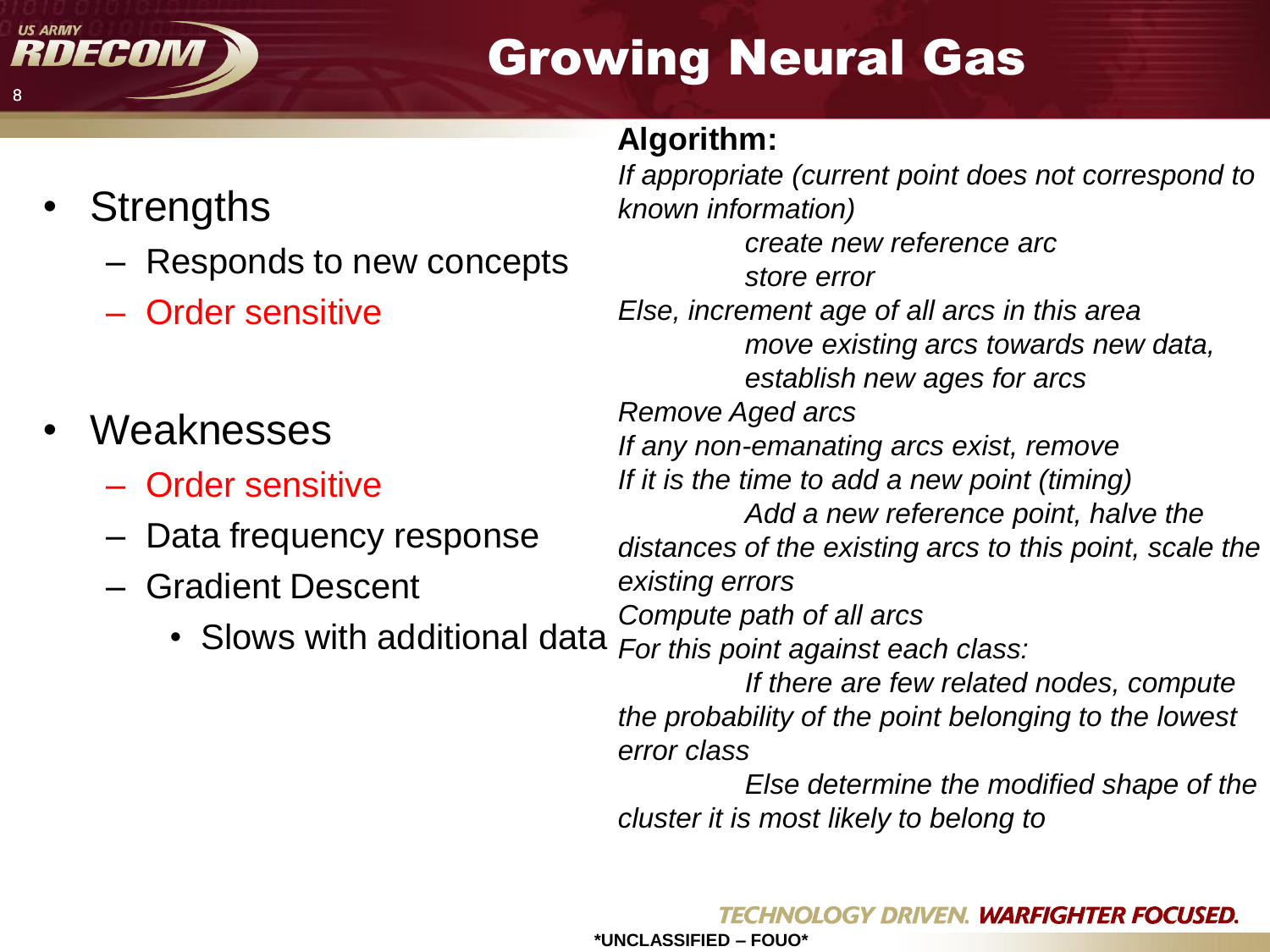# Growing Neural Gas

- Strengths
  - Responds to new concepts
  - Order sensitive
- Weaknesses
  - Order sensitive
  - Data frequency response
  - Gradient Descent
    - Slows with additional data

**Algorithm:**

*If appropriate (current point does not correspond to known information)*

*create new reference arc*

*store error*

*Else, increment age of all arcs in this area*

*move existing arcs towards new data,*

*establish new ages for arcs*

*Remove Aged arcs*

*If any non-emanating arcs exist, remove*

*If it is the time to add a new point (timing)*

*Add a new reference point, halve the distances of the existing arcs to this point, scale the existing errors*

*Compute path of all arcs*

*For this point against each class:*

*If there are few related nodes, compute the probability of the point belonging to the lowest error class*

*Else determine the modified shape of the cluster it is most likely to belong to*

*UNCLASSIFIED – FOUO*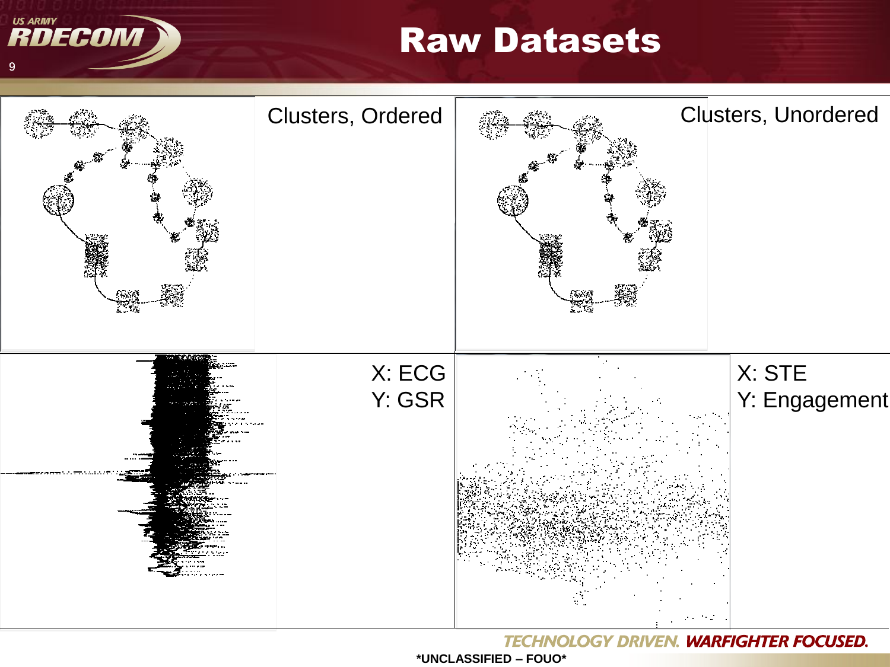# Raw Datasets

Clusters, Ordered

Clusters, Unordered

X: ECG
Y: GSR

X: STE
Y: Engagement

*UNCLASSIFIED – FOUO*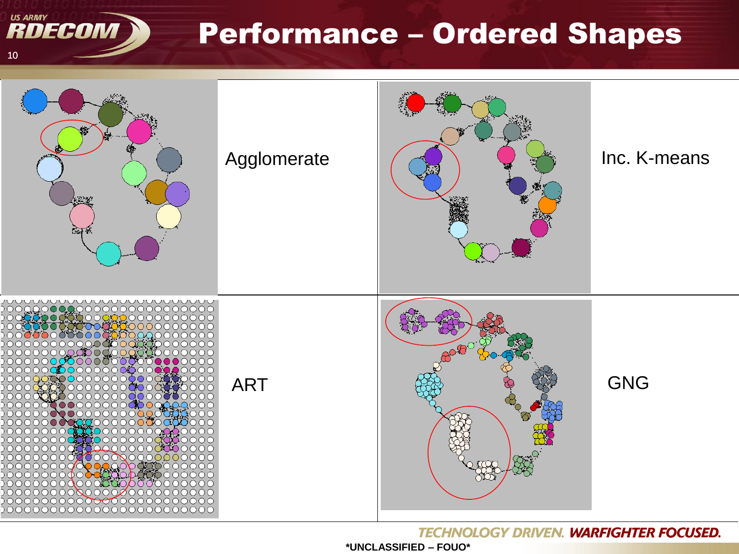# Performance – Ordered Shapes

| | |
| --- | --- |
| Agglomerate | Inc. K-means |
| ART | GNG |

*UNCLASSIFIED – FOUO*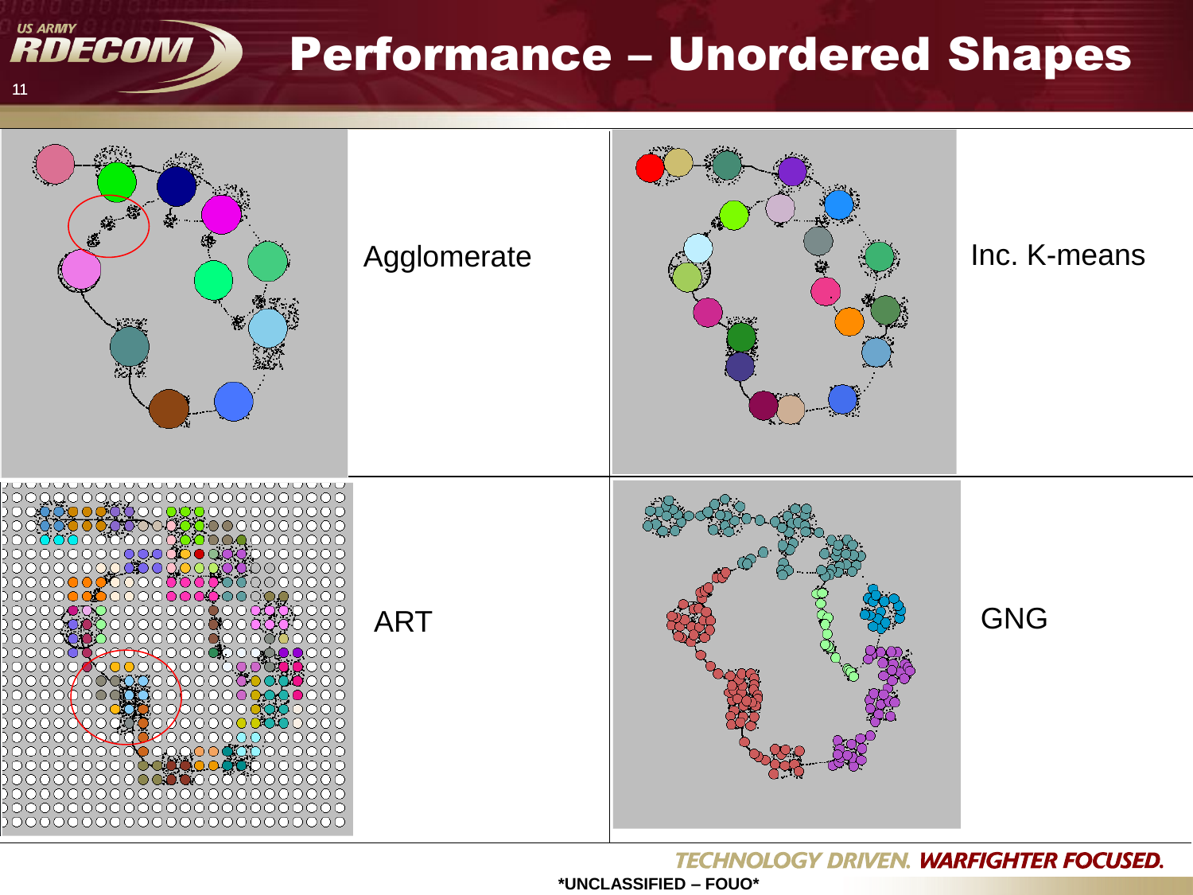# Performance – Unordered Shapes

Agglomerate

Inc. K-means

ART

GNG

*UNCLASSIFIED – FOUO*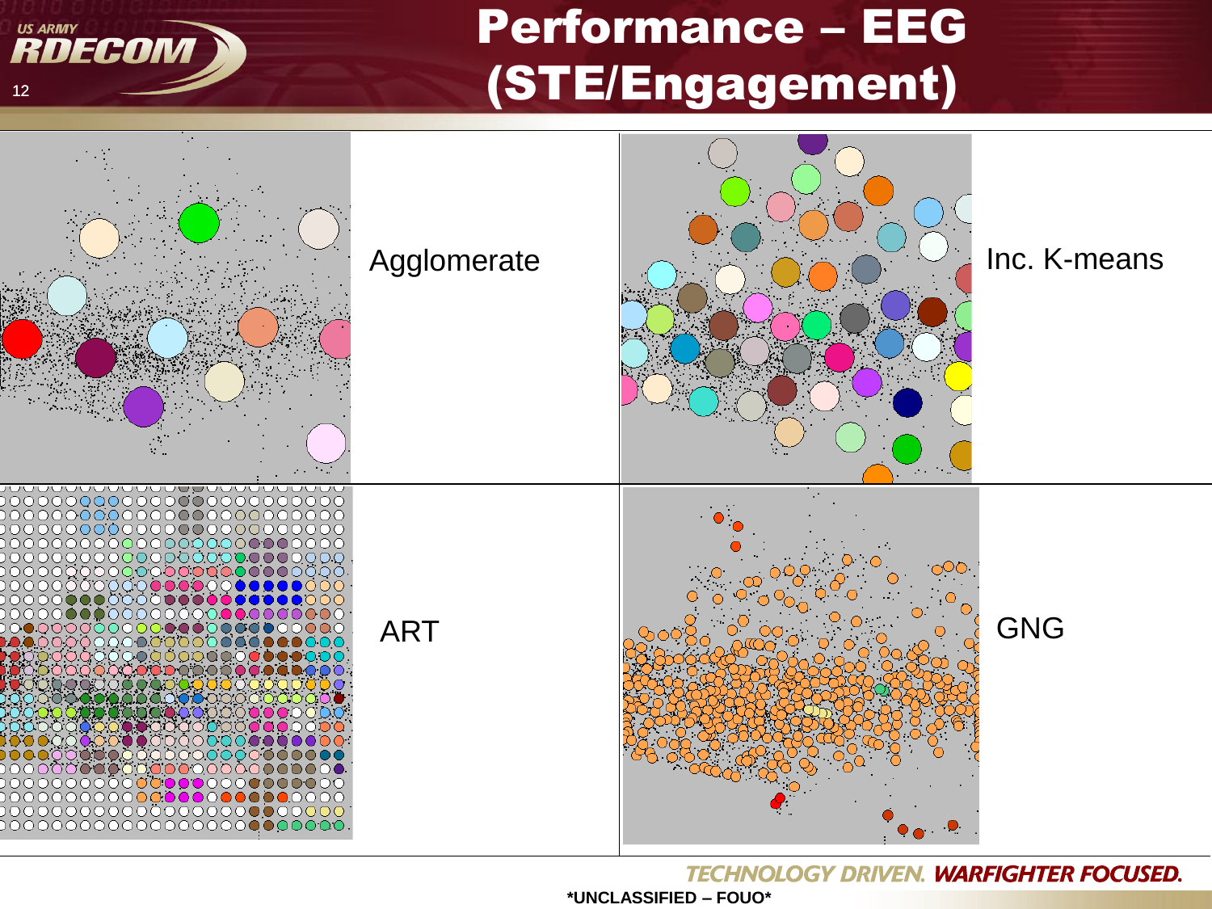# Performance – EEG (STE/Engagement)

Agglomerate

Inc. K-means

ART

GNG

*UNCLASSIFIED – FOUO*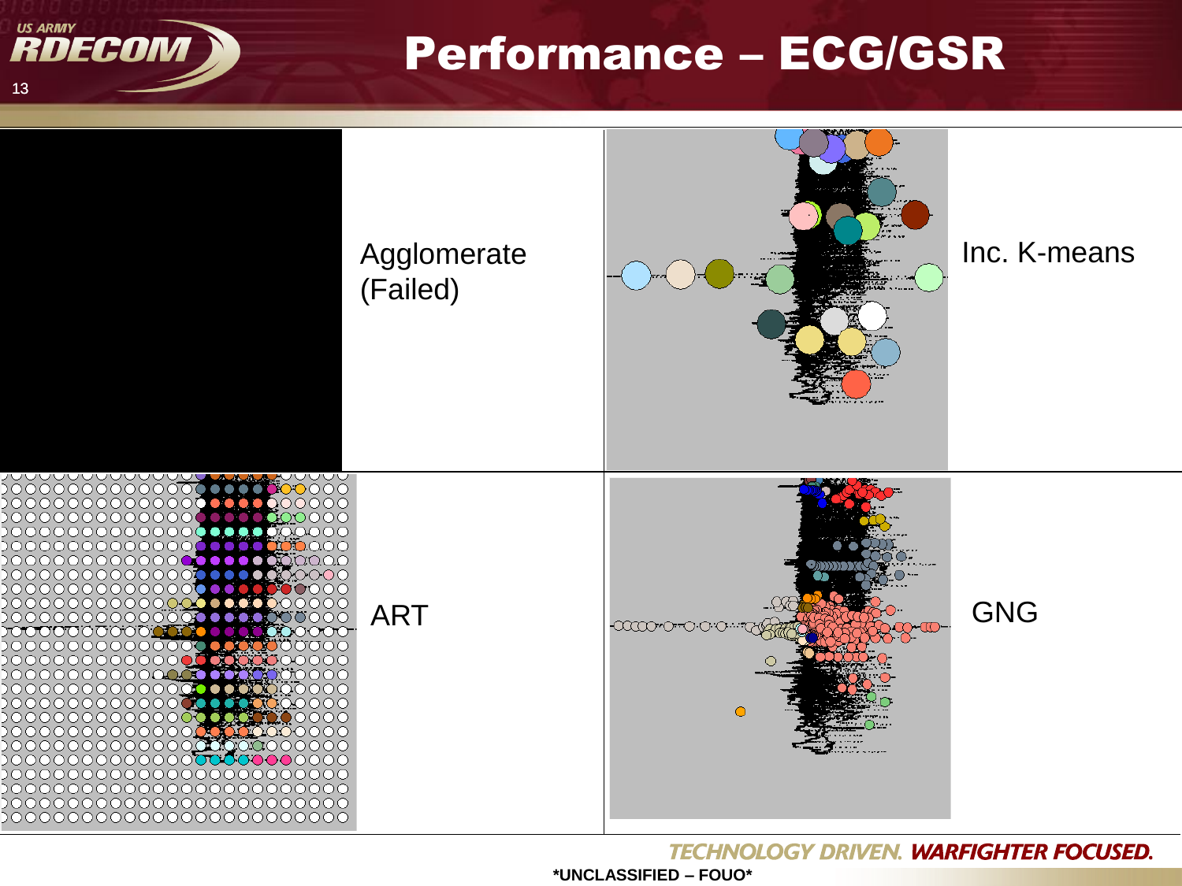# Performance – ECG/GSR

Agglomerate (Failed)

Inc. K-means

ART

GNG

*UNCLASSIFIED – FOUO*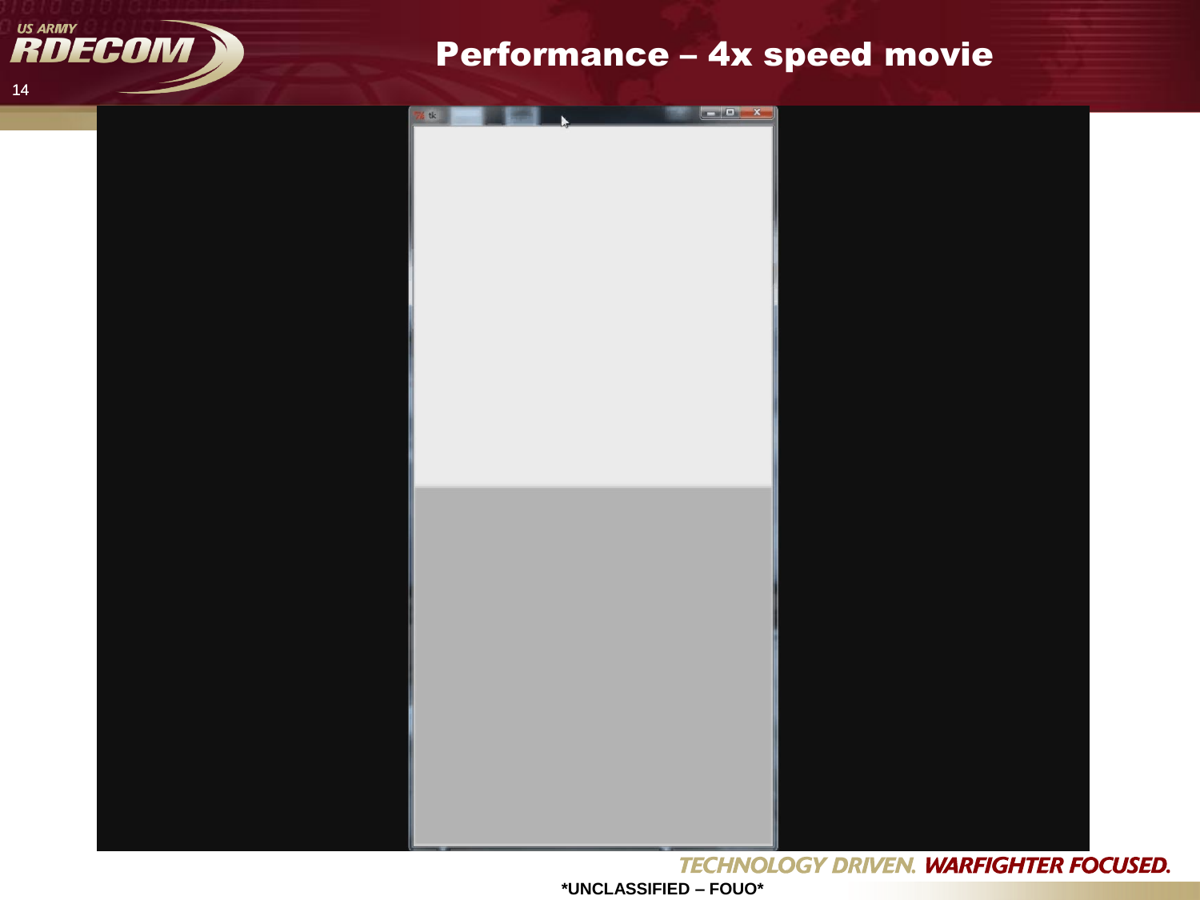# Performance – 4x speed movie

*UNCLASSIFIED – FOUO*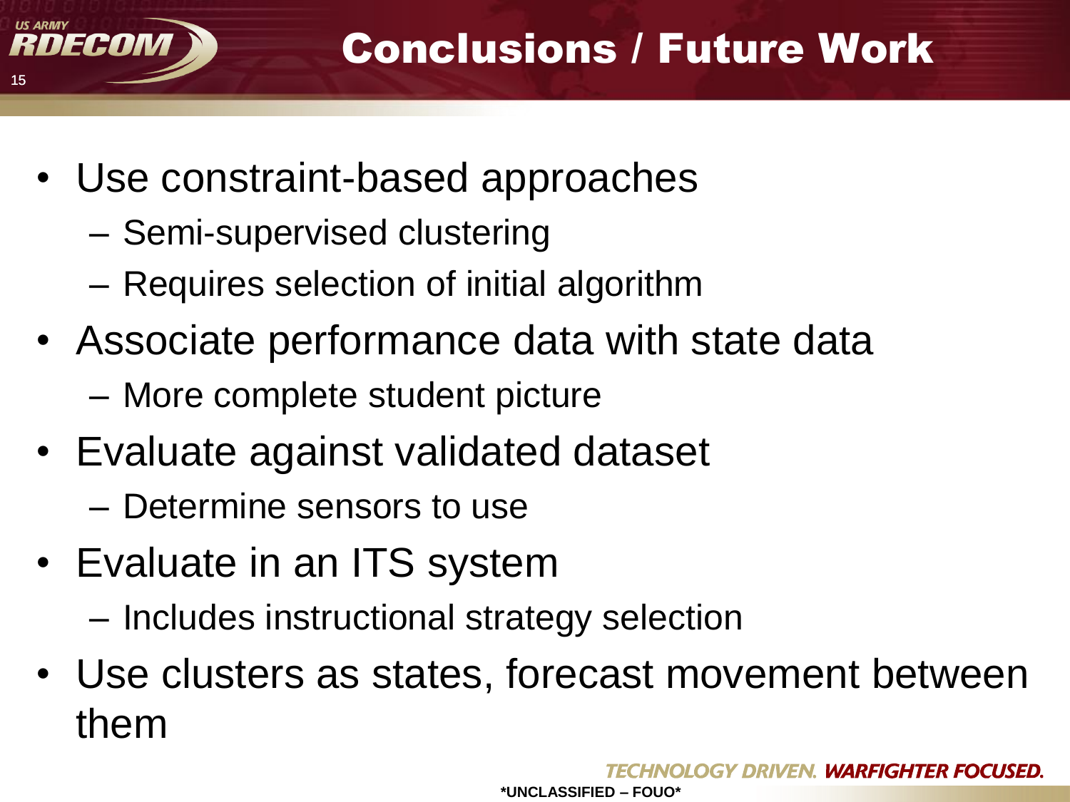# Conclusions / Future Work

- Use constraint-based approaches
  - Semi-supervised clustering
  - Requires selection of initial algorithm
- Associate performance data with state data
  - More complete student picture
- Evaluate against validated dataset
  - Determine sensors to use
- Evaluate in an ITS system
  - Includes instructional strategy selection
- Use clusters as states, forecast movement between them